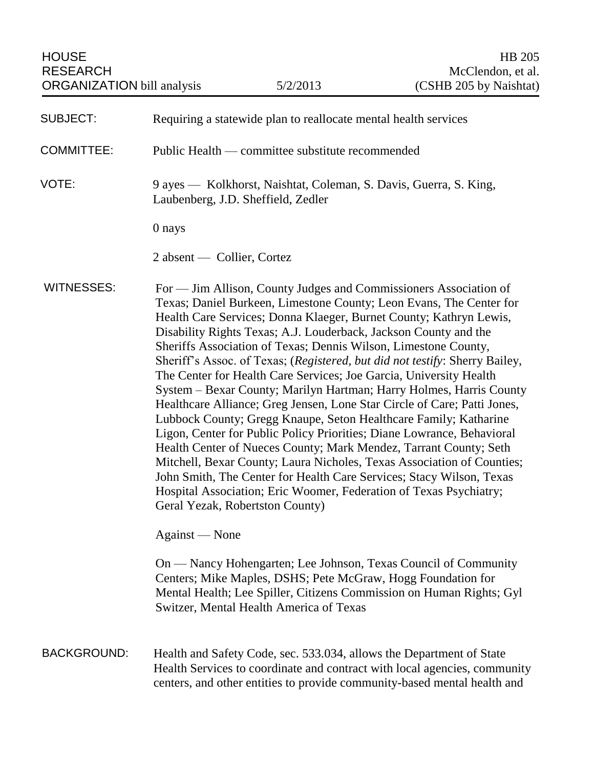| HOUSE RESEARCH ORGANIZATION bill analysis | 5/2/2013 | HB 205 McClendon, et al. (CSHB 205 by Naishtat) |
|---|---|---|

SUBJECT: Requiring a statewide plan to reallocate mental health services

COMMITTEE: Public Health — committee substitute recommended

VOTE: 9 ayes — Kolkhorst, Naishtat, Coleman, S. Davis, Guerra, S. King, Laubenberg, J.D. Sheffield, Zedler

0 nays

2 absent — Collier, Cortez

WITNESSES: For — Jim Allison, County Judges and Commissioners Association of Texas; Daniel Burkeen, Limestone County; Leon Evans, The Center for Health Care Services; Donna Klaeger, Burnet County; Kathryn Lewis, Disability Rights Texas; A.J. Louderback, Jackson County and the Sheriffs Association of Texas; Dennis Wilson, Limestone County, Sheriff's Assoc. of Texas; (*Registered, but did not testify*: Sherry Bailey, The Center for Health Care Services; Joe Garcia, University Health System – Bexar County; Marilyn Hartman; Harry Holmes, Harris County Healthcare Alliance; Greg Jensen, Lone Star Circle of Care; Patti Jones, Lubbock County; Gregg Knaupe, Seton Healthcare Family; Katharine Ligon, Center for Public Policy Priorities; Diane Lowrance, Behavioral Health Center of Nueces County; Mark Mendez, Tarrant County; Seth Mitchell, Bexar County; Laura Nicholes, Texas Association of Counties; John Smith, The Center for Health Care Services; Stacy Wilson, Texas Hospital Association; Eric Woomer, Federation of Texas Psychiatry; Geral Yezak, Robertston County)

Against — None

On — Nancy Hohengarten; Lee Johnson, Texas Council of Community Centers; Mike Maples, DSHS; Pete McGraw, Hogg Foundation for Mental Health; Lee Spiller, Citizens Commission on Human Rights; Gyl Switzer, Mental Health America of Texas

BACKGROUND: Health and Safety Code, sec. 533.034, allows the Department of State Health Services to coordinate and contract with local agencies, community centers, and other entities to provide community-based mental health and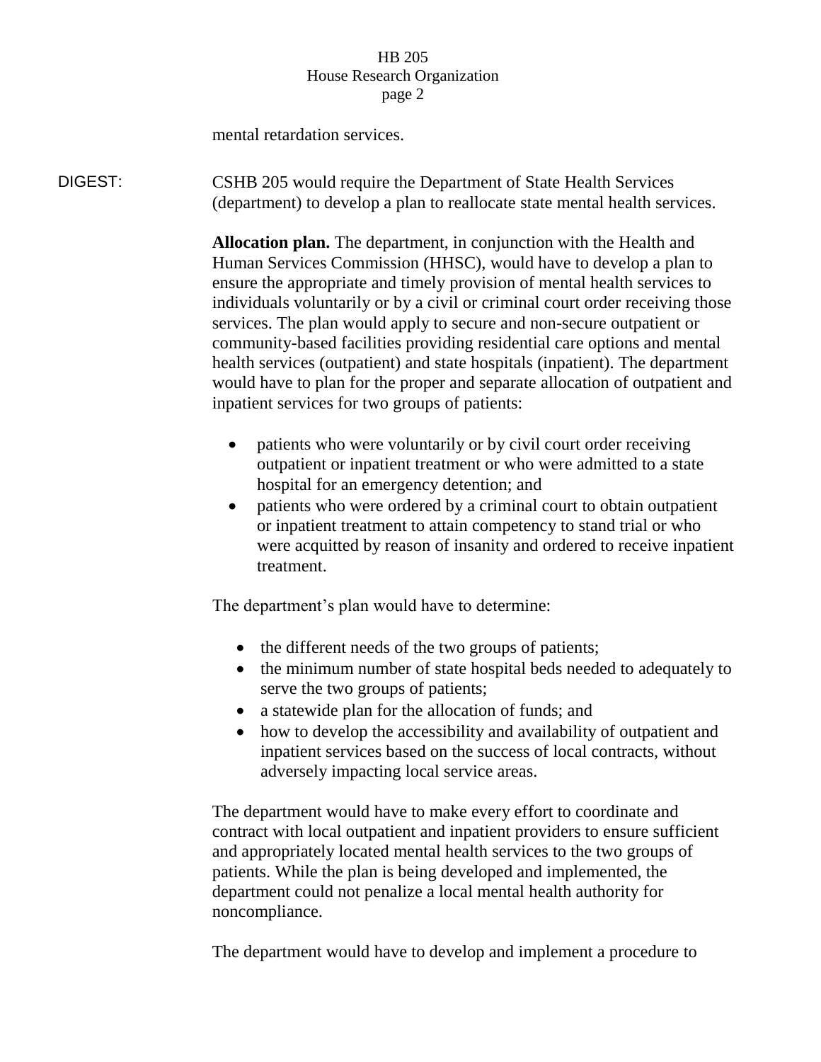mental retardation services.

DIGEST: CSHB 205 would require the Department of State Health Services (department) to develop a plan to reallocate state mental health services.

**Allocation plan.** The department, in conjunction with the Health and Human Services Commission (HHSC), would have to develop a plan to ensure the appropriate and timely provision of mental health services to individuals voluntarily or by a civil or criminal court order receiving those services. The plan would apply to secure and non-secure outpatient or community-based facilities providing residential care options and mental health services (outpatient) and state hospitals (inpatient). The department would have to plan for the proper and separate allocation of outpatient and inpatient services for two groups of patients:

- patients who were voluntarily or by civil court order receiving outpatient or inpatient treatment or who were admitted to a state hospital for an emergency detention; and
- patients who were ordered by a criminal court to obtain outpatient or inpatient treatment to attain competency to stand trial or who were acquitted by reason of insanity and ordered to receive inpatient treatment.

The department's plan would have to determine:

- the different needs of the two groups of patients;
- the minimum number of state hospital beds needed to adequately to serve the two groups of patients;
- a statewide plan for the allocation of funds; and
- how to develop the accessibility and availability of outpatient and inpatient services based on the success of local contracts, without adversely impacting local service areas.

The department would have to make every effort to coordinate and contract with local outpatient and inpatient providers to ensure sufficient and appropriately located mental health services to the two groups of patients. While the plan is being developed and implemented, the department could not penalize a local mental health authority for noncompliance.

The department would have to develop and implement a procedure to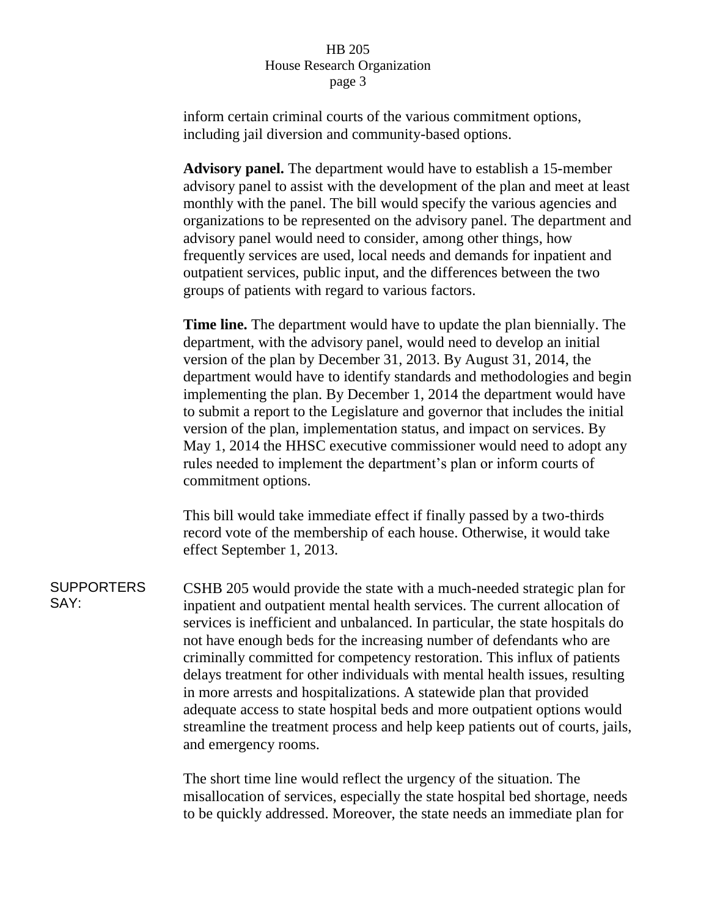inform certain criminal courts of the various commitment options, including jail diversion and community-based options.

**Advisory panel.** The department would have to establish a 15-member advisory panel to assist with the development of the plan and meet at least monthly with the panel. The bill would specify the various agencies and organizations to be represented on the advisory panel. The department and advisory panel would need to consider, among other things, how frequently services are used, local needs and demands for inpatient and outpatient services, public input, and the differences between the two groups of patients with regard to various factors.

**Time line.** The department would have to update the plan biennially. The department, with the advisory panel, would need to develop an initial version of the plan by December 31, 2013. By August 31, 2014, the department would have to identify standards and methodologies and begin implementing the plan. By December 1, 2014 the department would have to submit a report to the Legislature and governor that includes the initial version of the plan, implementation status, and impact on services. By May 1, 2014 the HHSC executive commissioner would need to adopt any rules needed to implement the department's plan or inform courts of commitment options.

This bill would take immediate effect if finally passed by a two-thirds record vote of the membership of each house. Otherwise, it would take effect September 1, 2013.

SUPPORTERS SAY:

CSHB 205 would provide the state with a much-needed strategic plan for inpatient and outpatient mental health services. The current allocation of services is inefficient and unbalanced. In particular, the state hospitals do not have enough beds for the increasing number of defendants who are criminally committed for competency restoration. This influx of patients delays treatment for other individuals with mental health issues, resulting in more arrests and hospitalizations. A statewide plan that provided adequate access to state hospital beds and more outpatient options would streamline the treatment process and help keep patients out of courts, jails, and emergency rooms.

The short time line would reflect the urgency of the situation. The misallocation of services, especially the state hospital bed shortage, needs to be quickly addressed. Moreover, the state needs an immediate plan for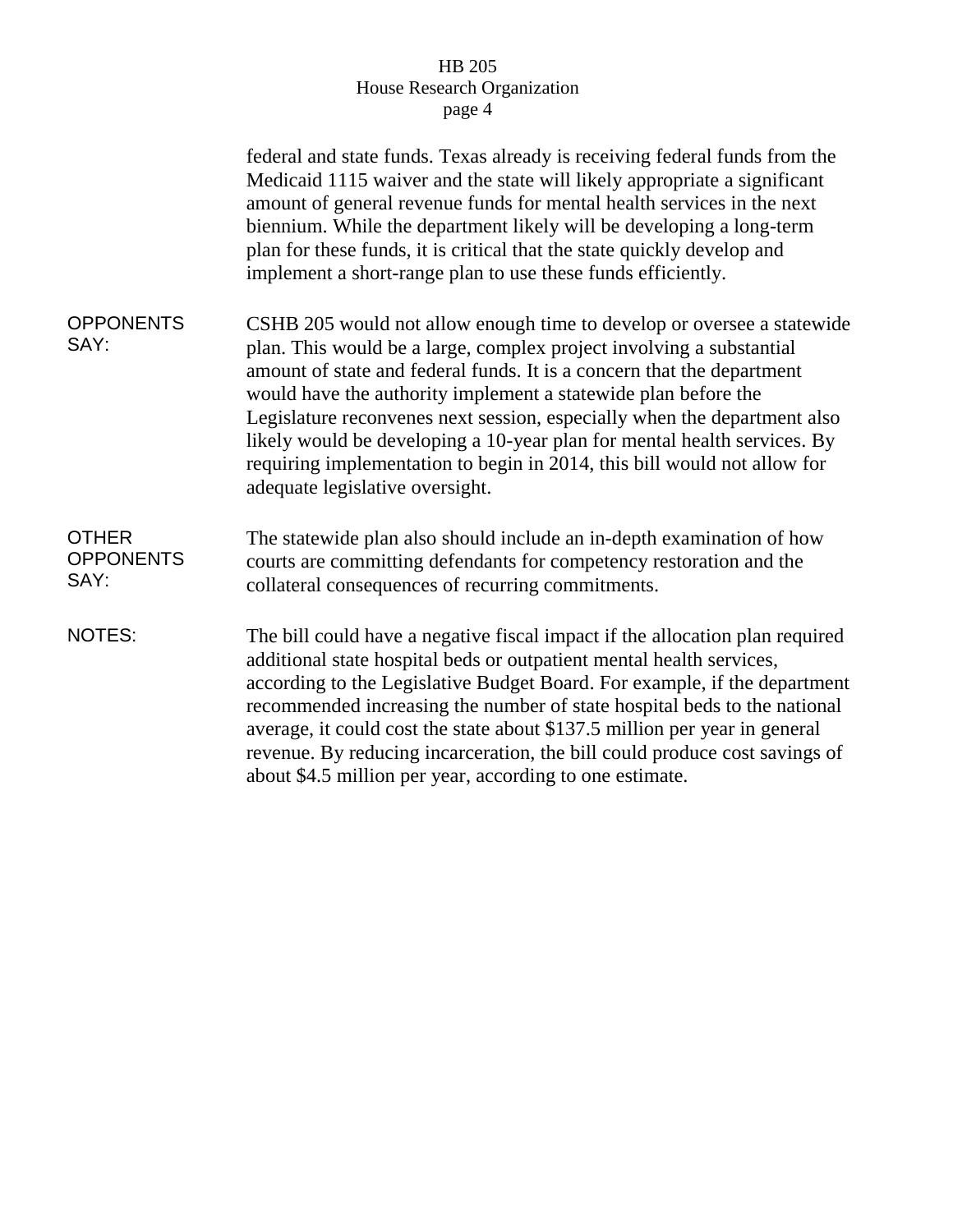federal and state funds. Texas already is receiving federal funds from the Medicaid 1115 waiver and the state will likely appropriate a significant amount of general revenue funds for mental health services in the next biennium. While the department likely will be developing a long-term plan for these funds, it is critical that the state quickly develop and implement a short-range plan to use these funds efficiently.

**OPPONENTS SAY:** CSHB 205 would not allow enough time to develop or oversee a statewide plan. This would be a large, complex project involving a substantial amount of state and federal funds. It is a concern that the department would have the authority implement a statewide plan before the Legislature reconvenes next session, especially when the department also likely would be developing a 10-year plan for mental health services. By requiring implementation to begin in 2014, this bill would not allow for adequate legislative oversight.

**OTHER OPPONENTS SAY:** The statewide plan also should include an in-depth examination of how courts are committing defendants for competency restoration and the collateral consequences of recurring commitments.

**NOTES:** The bill could have a negative fiscal impact if the allocation plan required additional state hospital beds or outpatient mental health services, according to the Legislative Budget Board. For example, if the department recommended increasing the number of state hospital beds to the national average, it could cost the state about $137.5 million per year in general revenue. By reducing incarceration, the bill could produce cost savings of about $4.5 million per year, according to one estimate.